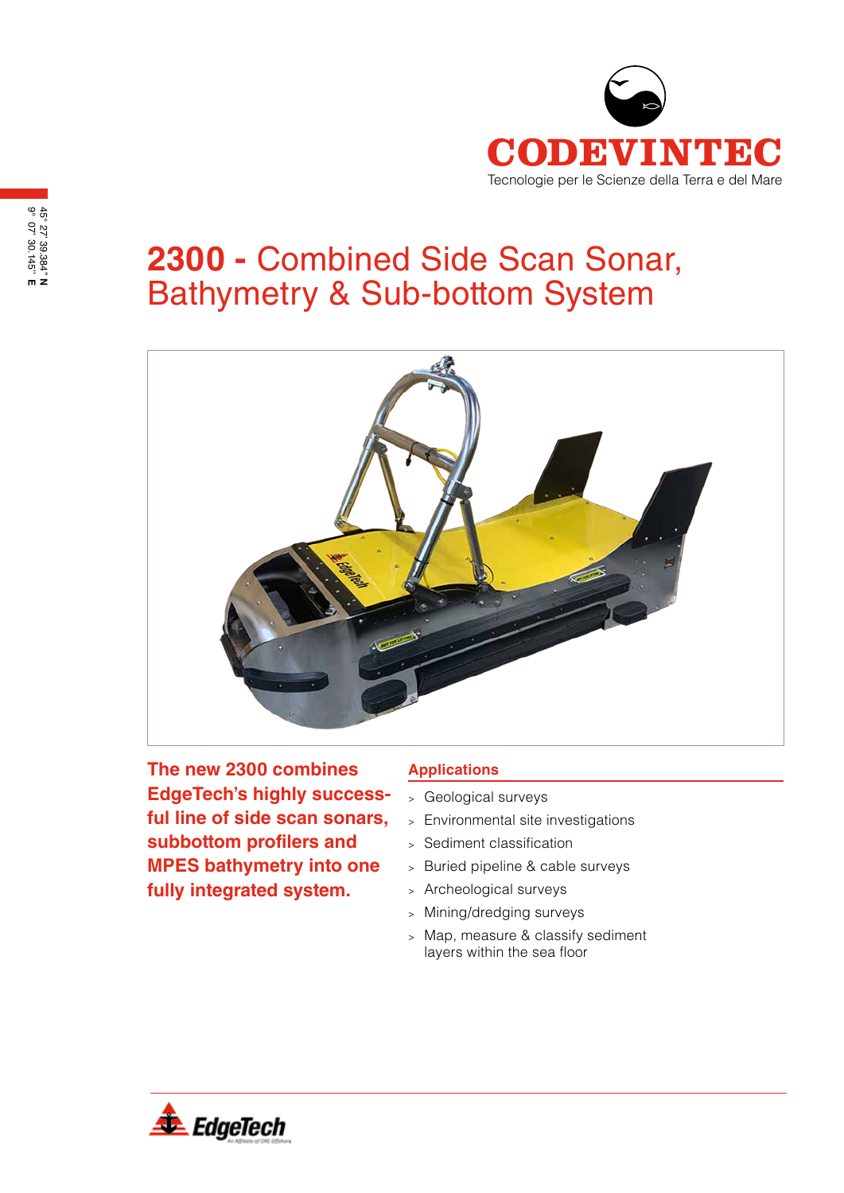# CODEVINTEC

Tecnologie per le Scienze della Terra e del Mare

45° 27' 39.384" N
9° 07' 30.145" E

# 2300 - Combined Side Scan Sonar, Bathymetry & Sub-bottom System

**The new 2300 combines EdgeTech's highly successful line of side scan sonars, subbottom profilers and MPES bathymetry into one fully integrated system.**

## Applications

- Geological surveys
- Environmental site investigations
- Sediment classification
- Buried pipeline & cable surveys
- Archeological surveys
- Mining/dredging surveys
- Map, measure & classify sediment layers within the sea floor

EdgeTech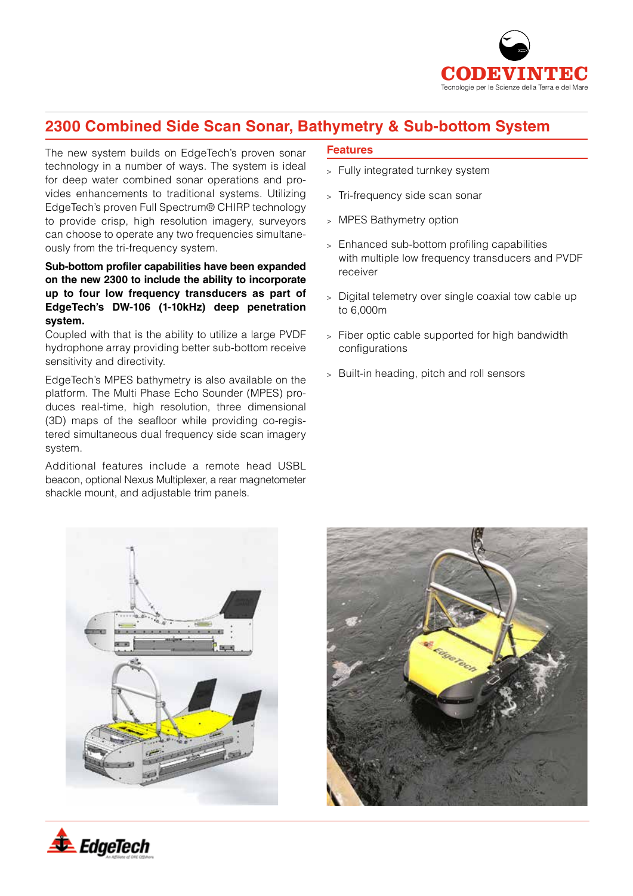## 2300 Combined Side Scan Sonar, Bathymetry & Sub-bottom System

The new system builds on EdgeTech's proven sonar technology in a number of ways. The system is ideal for deep water combined sonar operations and provides enhancements to traditional systems. Utilizing EdgeTech's proven Full Spectrum® CHIRP technology to provide crisp, high resolution imagery, surveyors can choose to operate any two frequencies simultaneously from the tri-frequency system.

**Sub-bottom profiler capabilities have been expanded on the new 2300 to include the ability to incorporate up to four low frequency transducers as part of EdgeTech's DW-106 (1-10kHz) deep penetration system.**

Coupled with that is the ability to utilize a large PVDF hydrophone array providing better sub-bottom receive sensitivity and directivity.

EdgeTech's MPES bathymetry is also available on the platform. The Multi Phase Echo Sounder (MPES) produces real-time, high resolution, three dimensional (3D) maps of the seafloor while providing co-registered simultaneous dual frequency side scan imagery system.

Additional features include a remote head USBL beacon, optional Nexus Multiplexer, a rear magnetometer shackle mount, and adjustable trim panels.

### Features

- Fully integrated turnkey system
- Tri-frequency side scan sonar
- MPES Bathymetry option
- Enhanced sub-bottom profiling capabilities with multiple low frequency transducers and PVDF receiver
- Digital telemetry over single coaxial tow cable up to 6,000m
- Fiber optic cable supported for high bandwidth configurations
- Built-in heading, pitch and roll sensors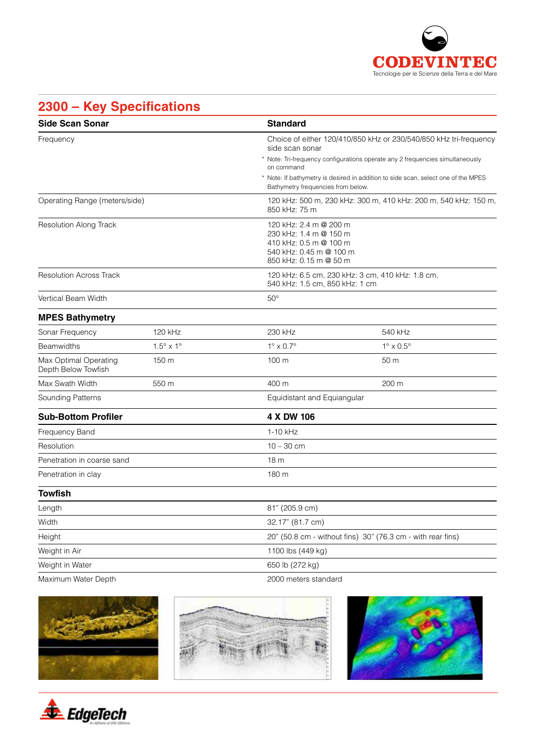## 2300 – Key Specifications

| Side Scan Sonar | Standard |
|---|---|
| Frequency | Choice of either 120/410/850 kHz or 230/540/850 kHz tri-frequency side scan sonar<br>* Note: Tri-frequency configurations operate any 2 frequencies simultaneously on command<br>* Note: If bathymetry is desired in addition to side scan, select one of the MPES Bathymetry frequencies from below. |
| Operating Range (meters/side) | 120 kHz: 500 m, 230 kHz: 300 m, 410 kHz: 200 m, 540 kHz: 150 m, 850 kHz: 75 m |
| Resolution Along Track | 120 kHz: 2.4 m @ 200 m<br>230 kHz: 1.4 m @ 150 m<br>410 kHz: 0.5 m @ 100 m<br>540 kHz: 0.45 m @ 100 m<br>850 kHz: 0.15 m @ 50 m |
| Resolution Across Track | 120 kHz: 6.5 cm, 230 kHz: 3 cm, 410 kHz: 1.8 cm, 540 kHz: 1.5 cm, 850 kHz: 1 cm |
| Vertical Beam Width | 50° |

| MPES Bathymetry | | | |
|---|---|---|---|
| Sonar Frequency | 120 kHz | 230 kHz | 540 kHz |
| Beamwidths | 1.5° x 1° | 1° x 0.7° | 1° x 0.5° |
| Max Optimal Operating Depth Below Towfish | 150 m | 100 m | 50 m |
| Max Swath Width | 550 m | 400 m | 200 m |
| Sounding Patterns | | Equidistant and Equiangular | |

| Sub-Bottom Profiler | 4 X DW 106 |
|---|---|
| Frequency Band | 1-10 kHz |
| Resolution | 10 – 30 cm |
| Penetration in coarse sand | 18 m |
| Penetration in clay | 180 m |

| Towfish | |
|---|---|
| Length | 81" (205.9 cm) |
| Width | 32.17" (81.7 cm) |
| Height | 20" (50.8 cm - without fins) 30" (76.3 cm - with rear fins) |
| Weight in Air | 1100 lbs (449 kg) |
| Weight in Water | 650 lb (272 kg) |
| Maximum Water Depth | 2000 meters standard |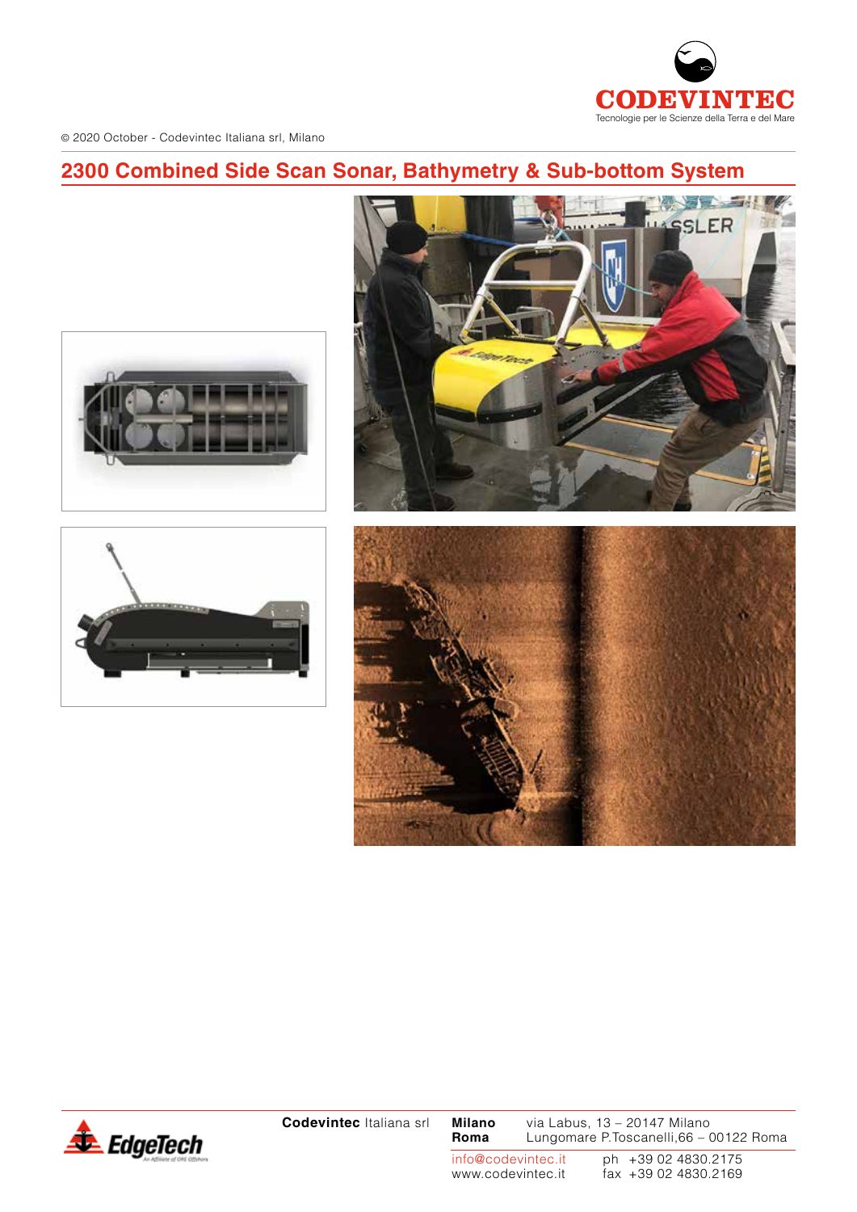© 2020 October - Codevintec Italiana srl, Milano

## 2300 Combined Side Scan Sonar, Bathymetry & Sub-bottom System

**Codevintec** Italiana srl

**Milano** via Labus, 13 – 20147 Milano
**Roma** Lungomare P.Toscanelli,66 – 00122 Roma

info@codevintec.it
www.codevintec.it

ph +39 02 4830.2175
fax +39 02 4830.2169